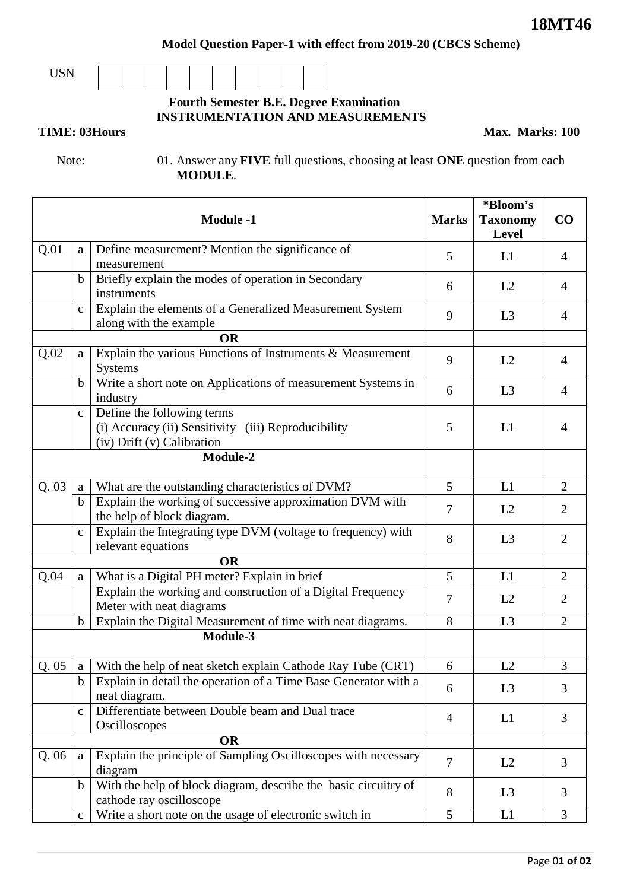**18MT46**

**Model Question Paper-1 with effect from 2019-20 (CBCS Scheme)**

USN

**Fourth Semester B.E. Degree Examination**
**INSTRUMENTATION AND MEASUREMENTS**

**TIME: 03Hours** **Max. Marks: 100**

Note: 01. Answer any **FIVE** full questions, choosing at least **ONE** question from each **MODULE**.

| **Module -1** | | | **Marks** | ***Bloom's Taxonomy Level** | **CO** |
|---|---|---|---|---|---|
| Q.01 | a | Define measurement? Mention the significance of measurement | 5 | L1 | 4 |
| | b | Briefly explain the modes of operation in Secondary instruments | 6 | L2 | 4 |
| | c | Explain the elements of a Generalized Measurement System along with the example | 9 | L3 | 4 |
| **OR** | | | | | |
| Q.02 | a | Explain the various Functions of Instruments & Measurement Systems | 9 | L2 | 4 |
| | b | Write a short note on Applications of measurement Systems in industry | 6 | L3 | 4 |
| | c | Define the following terms<br>(i) Accuracy (ii) Sensitivity (iii) Reproducibility<br>(iv) Drift (v) Calibration | 5 | L1 | 4 |
| **Module-2** | | | | | |
| Q. 03 | a | What are the outstanding characteristics of DVM? | 5 | L1 | 2 |
| | b | Explain the working of successive approximation DVM with the help of block diagram. | 7 | L2 | 2 |
| | c | Explain the Integrating type DVM (voltage to frequency) with relevant equations | 8 | L3 | 2 |
| **OR** | | | | | |
| Q.04 | a | What is a Digital PH meter? Explain in brief | 5 | L1 | 2 |
| | | Explain the working and construction of a Digital Frequency Meter with neat diagrams | 7 | L2 | 2 |
| | b | Explain the Digital Measurement of time with neat diagrams. | 8 | L3 | 2 |
| **Module-3** | | | | | |
| Q. 05 | a | With the help of neat sketch explain Cathode Ray Tube (CRT) | 6 | L2 | 3 |
| | b | Explain in detail the operation of a Time Base Generator with a neat diagram. | 6 | L3 | 3 |
| | c | Differentiate between Double beam and Dual trace Oscilloscopes | 4 | L1 | 3 |
| **OR** | | | | | |
| Q. 06 | a | Explain the principle of Sampling Oscilloscopes with necessary diagram | 7 | L2 | 3 |
| | b | With the help of block diagram, describe the basic circuitry of cathode ray oscilloscope | 8 | L3 | 3 |
| | c | Write a short note on the usage of electronic switch in | 5 | L1 | 3 |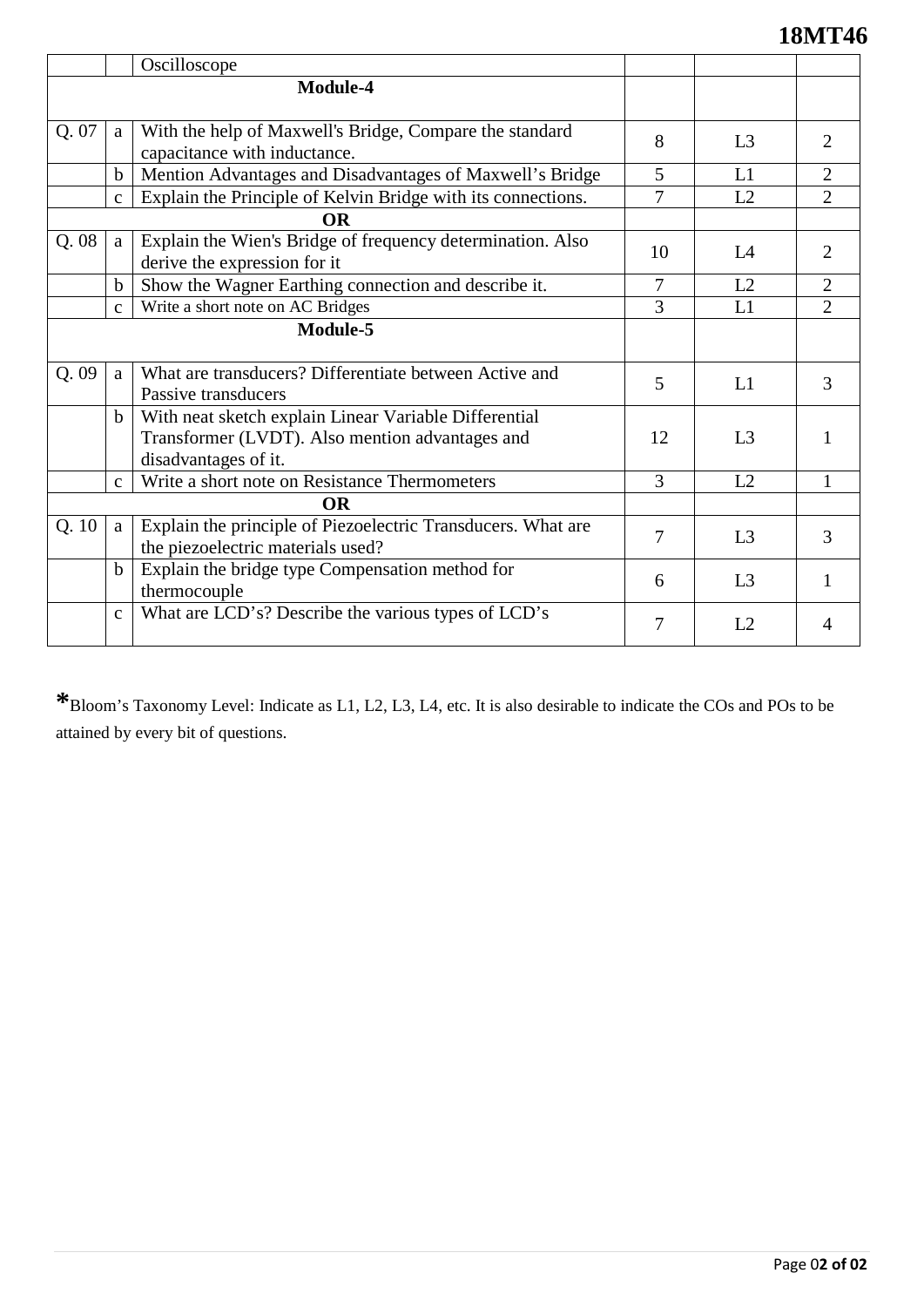| | | | | | |
|---|---|---|---|---|---|
| | | Oscilloscope | | | |
| **Module-4** | | | | | |
| Q. 07 | a | With the help of Maxwell's Bridge, Compare the standard capacitance with inductance. | 8 | L3 | 2 |
| | b | Mention Advantages and Disadvantages of Maxwell's Bridge | 5 | L1 | 2 |
| | c | Explain the Principle of Kelvin Bridge with its connections. | 7 | L2 | 2 |
| **OR** | | | | | |
| Q. 08 | a | Explain the Wien's Bridge of frequency determination. Also derive the expression for it | 10 | L4 | 2 |
| | b | Show the Wagner Earthing connection and describe it. | 7 | L2 | 2 |
| | c | Write a short note on AC Bridges | 3 | L1 | 2 |
| **Module-5** | | | | | |
| Q. 09 | a | What are transducers? Differentiate between Active and Passive transducers | 5 | L1 | 3 |
| | b | With neat sketch explain Linear Variable Differential Transformer (LVDT). Also mention advantages and disadvantages of it. | 12 | L3 | 1 |
| | c | Write a short note on Resistance Thermometers | 3 | L2 | 1 |
| **OR** | | | | | |
| Q. 10 | a | Explain the principle of Piezoelectric Transducers. What are the piezoelectric materials used? | 7 | L3 | 3 |
| | b | Explain the bridge type Compensation method for thermocouple | 6 | L3 | 1 |
| | c | What are LCD's? Describe the various types of LCD's | 7 | L2 | 4 |

*Bloom's Taxonomy Level: Indicate as L1, L2, L3, L4, etc. It is also desirable to indicate the COs and POs to be attained by every bit of questions.